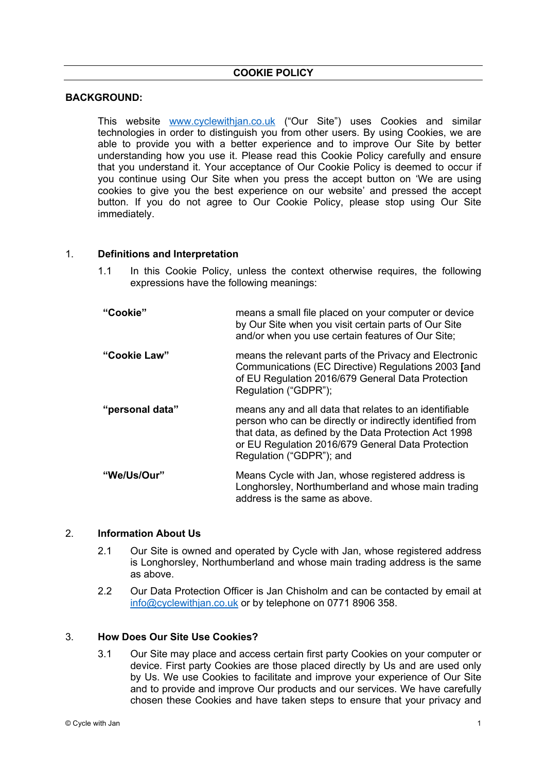# COOKIE POLICY

**BACKGROUND:**

This website [www.cyclewithjan.co.uk](http://www.cyclewithjan.co.uk) ("Our Site") uses Cookies and similar technologies in order to distinguish you from other users. By using Cookies, we are able to provide you with a better experience and to improve Our Site by better understanding how you use it. Please read this Cookie Policy carefully and ensure that you understand it. Your acceptance of Our Cookie Policy is deemed to occur if you continue using Our Site when you press the accept button on 'We are using cookies to give you the best experience on our website' and pressed the accept button. If you do not agree to Our Cookie Policy, please stop using Our Site immediately.

## 1. Definitions and Interpretation

1.1 In this Cookie Policy, unless the context otherwise requires, the following expressions have the following meanings:

| | |
|---|---|
| **"Cookie"** | means a small file placed on your computer or device by Our Site when you visit certain parts of Our Site and/or when you use certain features of Our Site; |
| **"Cookie Law"** | means the relevant parts of the Privacy and Electronic Communications (EC Directive) Regulations 2003 **[**and of EU Regulation 2016/679 General Data Protection Regulation ("GDPR"); |
| **"personal data"** | means any and all data that relates to an identifiable person who can be directly or indirectly identified from that data, as defined by the Data Protection Act 1998 or EU Regulation 2016/679 General Data Protection Regulation ("GDPR"); and |
| **"We/Us/Our"** | Means Cycle with Jan, whose registered address is Longhorsley, Northumberland and whose main trading address is the same as above. |

## 2. Information About Us

2.1 Our Site is owned and operated by Cycle with Jan, whose registered address is Longhorsley, Northumberland and whose main trading address is the same as above.

2.2 Our Data Protection Officer is Jan Chisholm and can be contacted by email at [info@cyclewithjan.co.uk](mailto:info@cyclewithjan.co.uk) or by telephone on 0771 8906 358.

## 3. How Does Our Site Use Cookies?

3.1 Our Site may place and access certain first party Cookies on your computer or device. First party Cookies are those placed directly by Us and are used only by Us. We use Cookies to facilitate and improve your experience of Our Site and to provide and improve Our products and our services. We have carefully chosen these Cookies and have taken steps to ensure that your privacy and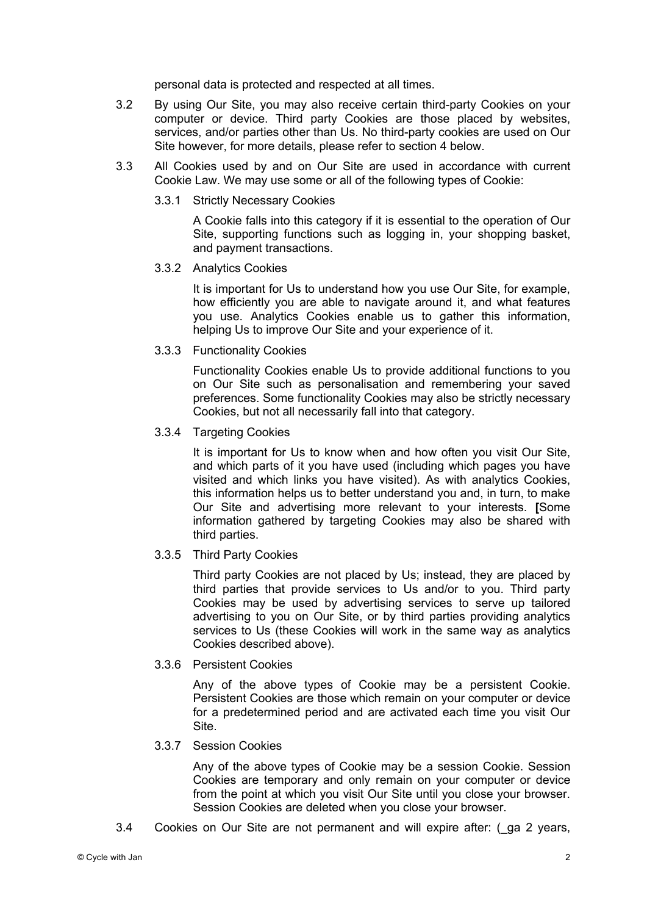personal data is protected and respected at all times.

3.2 By using Our Site, you may also receive certain third-party Cookies on your computer or device. Third party Cookies are those placed by websites, services, and/or parties other than Us. No third-party cookies are used on Our Site however, for more details, please refer to section 4 below.

3.3 All Cookies used by and on Our Site are used in accordance with current Cookie Law. We may use some or all of the following types of Cookie:

3.3.1 Strictly Necessary Cookies

A Cookie falls into this category if it is essential to the operation of Our Site, supporting functions such as logging in, your shopping basket, and payment transactions.

3.3.2 Analytics Cookies

It is important for Us to understand how you use Our Site, for example, how efficiently you are able to navigate around it, and what features you use. Analytics Cookies enable us to gather this information, helping Us to improve Our Site and your experience of it.

3.3.3 Functionality Cookies

Functionality Cookies enable Us to provide additional functions to you on Our Site such as personalisation and remembering your saved preferences. Some functionality Cookies may also be strictly necessary Cookies, but not all necessarily fall into that category.

3.3.4 Targeting Cookies

It is important for Us to know when and how often you visit Our Site, and which parts of it you have used (including which pages you have visited and which links you have visited). As with analytics Cookies, this information helps us to better understand you and, in turn, to make Our Site and advertising more relevant to your interests. **[**Some information gathered by targeting Cookies may also be shared with third parties.

3.3.5 Third Party Cookies

Third party Cookies are not placed by Us; instead, they are placed by third parties that provide services to Us and/or to you. Third party Cookies may be used by advertising services to serve up tailored advertising to you on Our Site, or by third parties providing analytics services to Us (these Cookies will work in the same way as analytics Cookies described above).

3.3.6 Persistent Cookies

Any of the above types of Cookie may be a persistent Cookie. Persistent Cookies are those which remain on your computer or device for a predetermined period and are activated each time you visit Our Site.

3.3.7 Session Cookies

Any of the above types of Cookie may be a session Cookie. Session Cookies are temporary and only remain on your computer or device from the point at which you visit Our Site until you close your browser. Session Cookies are deleted when you close your browser.

3.4 Cookies on Our Site are not permanent and will expire after: (_ga 2 years,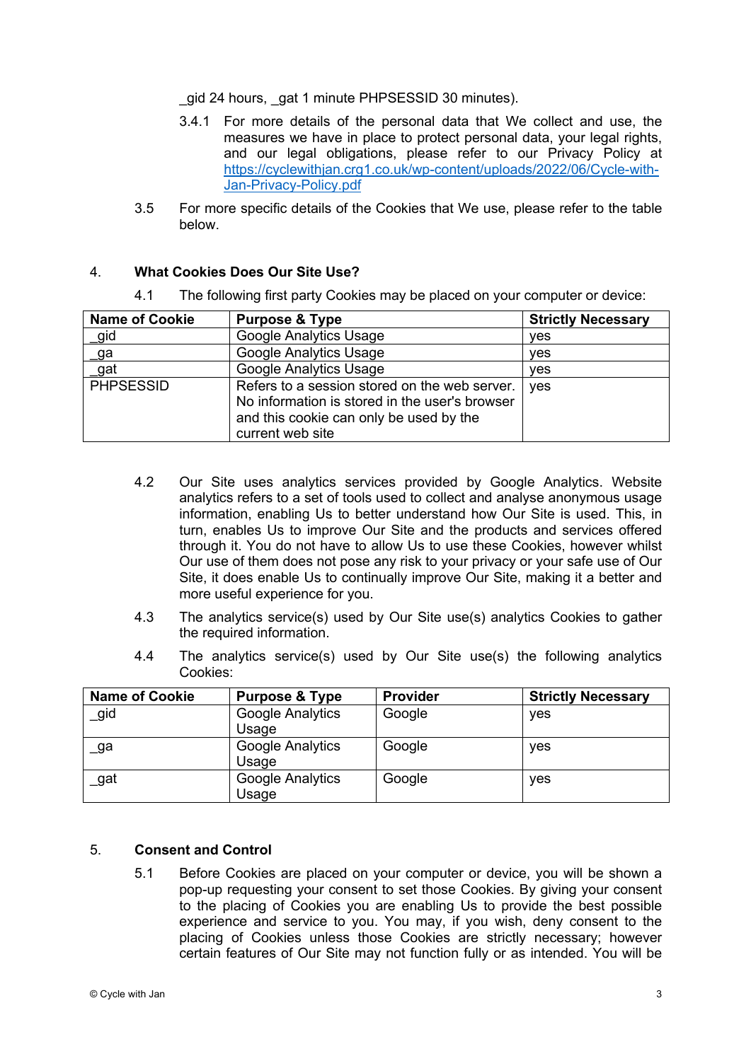_gid 24 hours, _gat 1 minute PHPSESSID 30 minutes).

3.4.1 For more details of the personal data that We collect and use, the measures we have in place to protect personal data, your legal rights, and our legal obligations, please refer to our Privacy Policy at [https://cyclewithjan.crg1.co.uk/wp-content/uploads/2022/06/Cycle-with-Jan-Privacy-Policy.pdf](https://cyclewithjan.crg1.co.uk/wp-content/uploads/2022/06/Cycle-with-Jan-Privacy-Policy.pdf)

3.5 For more specific details of the Cookies that We use, please refer to the table below.

## 4. What Cookies Does Our Site Use?

4.1 The following first party Cookies may be placed on your computer or device:

| Name of Cookie | Purpose & Type | Strictly Necessary |
|---|---|---|
| _gid | Google Analytics Usage | yes |
| _ga | Google Analytics Usage | yes |
| _gat | Google Analytics Usage | yes |
| PHPSESSID | Refers to a session stored on the web server. No information is stored in the user's browser and this cookie can only be used by the current web site | yes |

4.2 Our Site uses analytics services provided by Google Analytics. Website analytics refers to a set of tools used to collect and analyse anonymous usage information, enabling Us to better understand how Our Site is used. This, in turn, enables Us to improve Our Site and the products and services offered through it. You do not have to allow Us to use these Cookies, however whilst Our use of them does not pose any risk to your privacy or your safe use of Our Site, it does enable Us to continually improve Our Site, making it a better and more useful experience for you.

4.3 The analytics service(s) used by Our Site use(s) analytics Cookies to gather the required information.

4.4 The analytics service(s) used by Our Site use(s) the following analytics Cookies:

| Name of Cookie | Purpose & Type | Provider | Strictly Necessary |
|---|---|---|---|
| _gid | Google Analytics Usage | Google | yes |
| _ga | Google Analytics Usage | Google | yes |
| _gat | Google Analytics Usage | Google | yes |

## 5. Consent and Control

5.1 Before Cookies are placed on your computer or device, you will be shown a pop-up requesting your consent to set those Cookies. By giving your consent to the placing of Cookies you are enabling Us to provide the best possible experience and service to you. You may, if you wish, deny consent to the placing of Cookies unless those Cookies are strictly necessary; however certain features of Our Site may not function fully or as intended. You will be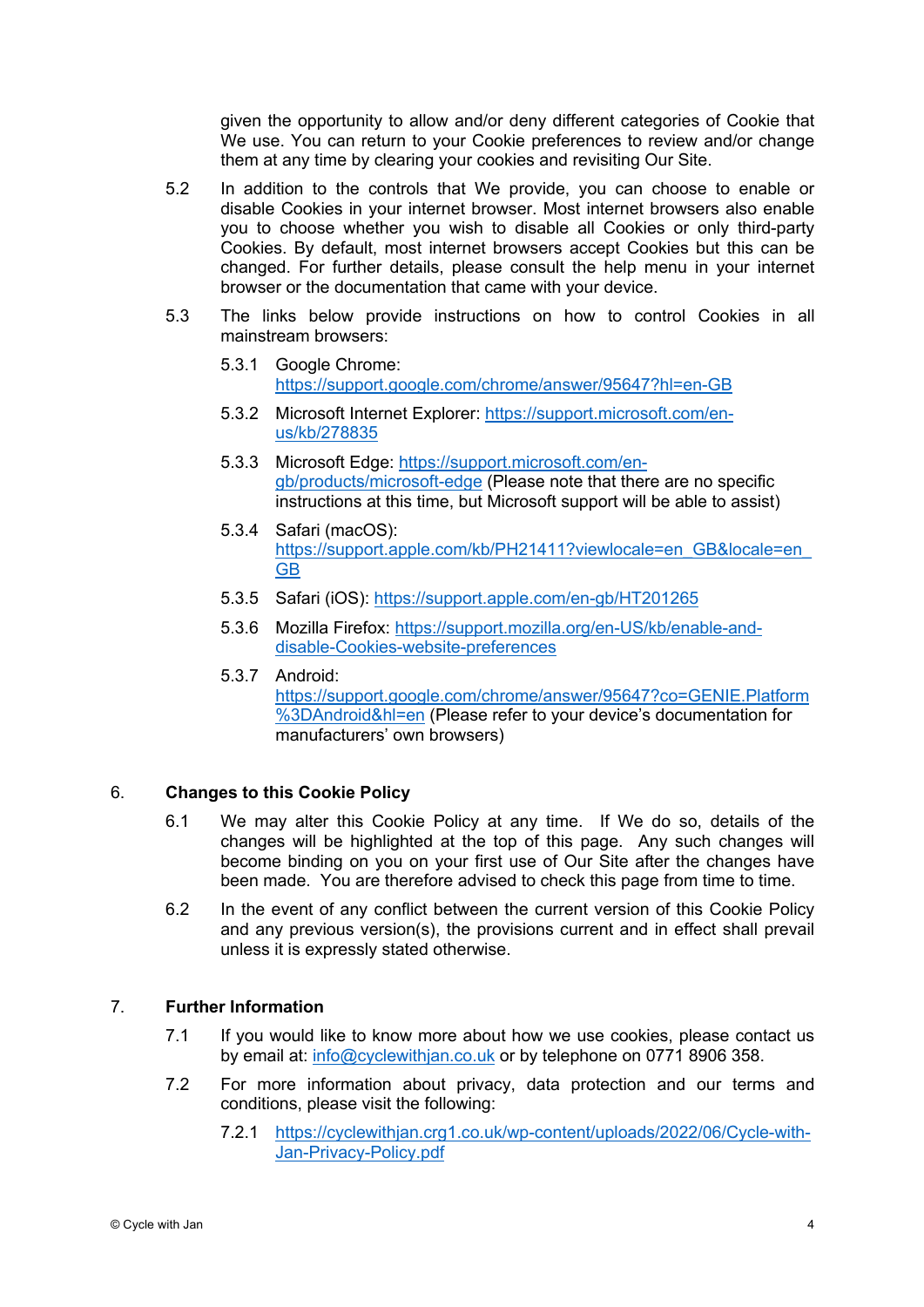given the opportunity to allow and/or deny different categories of Cookie that We use. You can return to your Cookie preferences to review and/or change them at any time by clearing your cookies and revisiting Our Site.

5.2 In addition to the controls that We provide, you can choose to enable or disable Cookies in your internet browser. Most internet browsers also enable you to choose whether you wish to disable all Cookies or only third-party Cookies. By default, most internet browsers accept Cookies but this can be changed. For further details, please consult the help menu in your internet browser or the documentation that came with your device.

5.3 The links below provide instructions on how to control Cookies in all mainstream browsers:

5.3.1 Google Chrome: https://support.google.com/chrome/answer/95647?hl=en-GB

5.3.2 Microsoft Internet Explorer: https://support.microsoft.com/en-us/kb/278835

5.3.3 Microsoft Edge: https://support.microsoft.com/en-gb/products/microsoft-edge (Please note that there are no specific instructions at this time, but Microsoft support will be able to assist)

5.3.4 Safari (macOS): https://support.apple.com/kb/PH21411?viewlocale=en_GB&locale=en_GB

5.3.5 Safari (iOS): https://support.apple.com/en-gb/HT201265

5.3.6 Mozilla Firefox: https://support.mozilla.org/en-US/kb/enable-and-disable-Cookies-website-preferences

5.3.7 Android: https://support.google.com/chrome/answer/95647?co=GENIE.Platform%3DAndroid&hl=en (Please refer to your device's documentation for manufacturers' own browsers)

## 6. Changes to this Cookie Policy

6.1 We may alter this Cookie Policy at any time. If We do so, details of the changes will be highlighted at the top of this page. Any such changes will become binding on you on your first use of Our Site after the changes have been made. You are therefore advised to check this page from time to time.

6.2 In the event of any conflict between the current version of this Cookie Policy and any previous version(s), the provisions current and in effect shall prevail unless it is expressly stated otherwise.

## 7. Further Information

7.1 If you would like to know more about how we use cookies, please contact us by email at: info@cyclewithjan.co.uk or by telephone on 0771 8906 358.

7.2 For more information about privacy, data protection and our terms and conditions, please visit the following:

7.2.1 https://cyclewithjan.crg1.co.uk/wp-content/uploads/2022/06/Cycle-with-Jan-Privacy-Policy.pdf